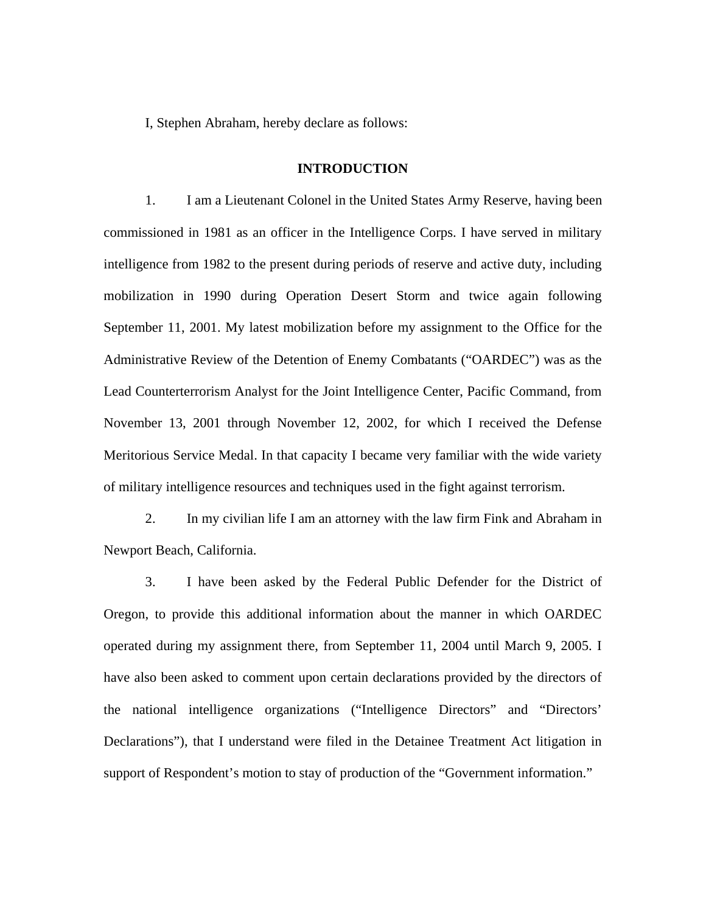I, Stephen Abraham, hereby declare as follows:

## INTRODUCTION

1. I am a Lieutenant Colonel in the United States Army Reserve, having been commissioned in 1981 as an officer in the Intelligence Corps. I have served in military intelligence from 1982 to the present during periods of reserve and active duty, including mobilization in 1990 during Operation Desert Storm and twice again following September 11, 2001. My latest mobilization before my assignment to the Office for the Administrative Review of the Detention of Enemy Combatants ("OARDEC") was as the Lead Counterterrorism Analyst for the Joint Intelligence Center, Pacific Command, from November 13, 2001 through November 12, 2002, for which I received the Defense Meritorious Service Medal. In that capacity I became very familiar with the wide variety of military intelligence resources and techniques used in the fight against terrorism.

2. In my civilian life I am an attorney with the law firm Fink and Abraham in Newport Beach, California.

3. I have been asked by the Federal Public Defender for the District of Oregon, to provide this additional information about the manner in which OARDEC operated during my assignment there, from September 11, 2004 until March 9, 2005. I have also been asked to comment upon certain declarations provided by the directors of the national intelligence organizations ("Intelligence Directors" and "Directors' Declarations"), that I understand were filed in the Detainee Treatment Act litigation in support of Respondent's motion to stay of production of the "Government information."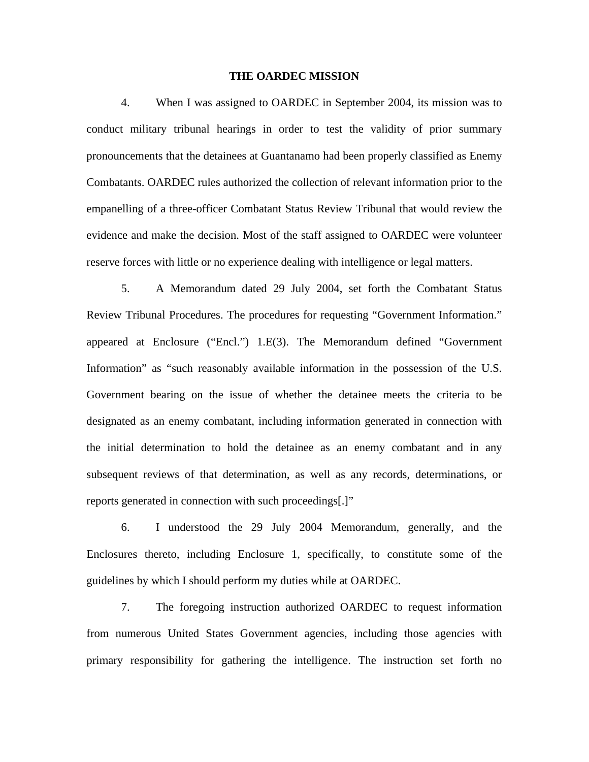## THE OARDEC MISSION

4. When I was assigned to OARDEC in September 2004, its mission was to conduct military tribunal hearings in order to test the validity of prior summary pronouncements that the detainees at Guantanamo had been properly classified as Enemy Combatants. OARDEC rules authorized the collection of relevant information prior to the empanelling of a three-officer Combatant Status Review Tribunal that would review the evidence and make the decision. Most of the staff assigned to OARDEC were volunteer reserve forces with little or no experience dealing with intelligence or legal matters.

5. A Memorandum dated 29 July 2004, set forth the Combatant Status Review Tribunal Procedures. The procedures for requesting "Government Information." appeared at Enclosure ("Encl.") 1.E(3). The Memorandum defined "Government Information" as "such reasonably available information in the possession of the U.S. Government bearing on the issue of whether the detainee meets the criteria to be designated as an enemy combatant, including information generated in connection with the initial determination to hold the detainee as an enemy combatant and in any subsequent reviews of that determination, as well as any records, determinations, or reports generated in connection with such proceedings[.]"

6. I understood the 29 July 2004 Memorandum, generally, and the Enclosures thereto, including Enclosure 1, specifically, to constitute some of the guidelines by which I should perform my duties while at OARDEC.

7. The foregoing instruction authorized OARDEC to request information from numerous United States Government agencies, including those agencies with primary responsibility for gathering the intelligence. The instruction set forth no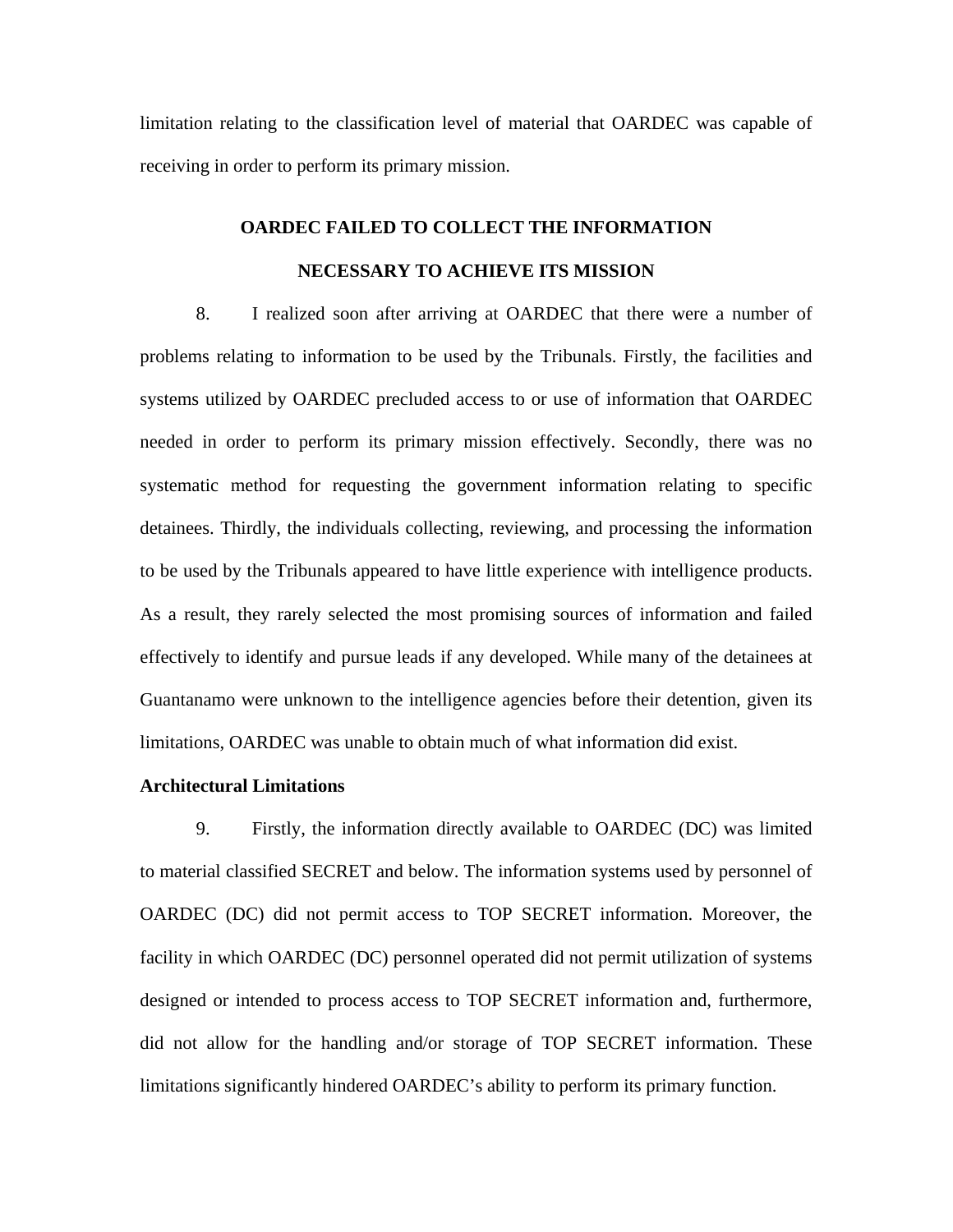limitation relating to the classification level of material that OARDEC was capable of receiving in order to perform its primary mission.

**OARDEC FAILED TO COLLECT THE INFORMATION NECESSARY TO ACHIEVE ITS MISSION**

8. I realized soon after arriving at OARDEC that there were a number of problems relating to information to be used by the Tribunals. Firstly, the facilities and systems utilized by OARDEC precluded access to or use of information that OARDEC needed in order to perform its primary mission effectively. Secondly, there was no systematic method for requesting the government information relating to specific detainees. Thirdly, the individuals collecting, reviewing, and processing the information to be used by the Tribunals appeared to have little experience with intelligence products. As a result, they rarely selected the most promising sources of information and failed effectively to identify and pursue leads if any developed. While many of the detainees at Guantanamo were unknown to the intelligence agencies before their detention, given its limitations, OARDEC was unable to obtain much of what information did exist.

**Architectural Limitations**

9. Firstly, the information directly available to OARDEC (DC) was limited to material classified SECRET and below. The information systems used by personnel of OARDEC (DC) did not permit access to TOP SECRET information. Moreover, the facility in which OARDEC (DC) personnel operated did not permit utilization of systems designed or intended to process access to TOP SECRET information and, furthermore, did not allow for the handling and/or storage of TOP SECRET information. These limitations significantly hindered OARDEC's ability to perform its primary function.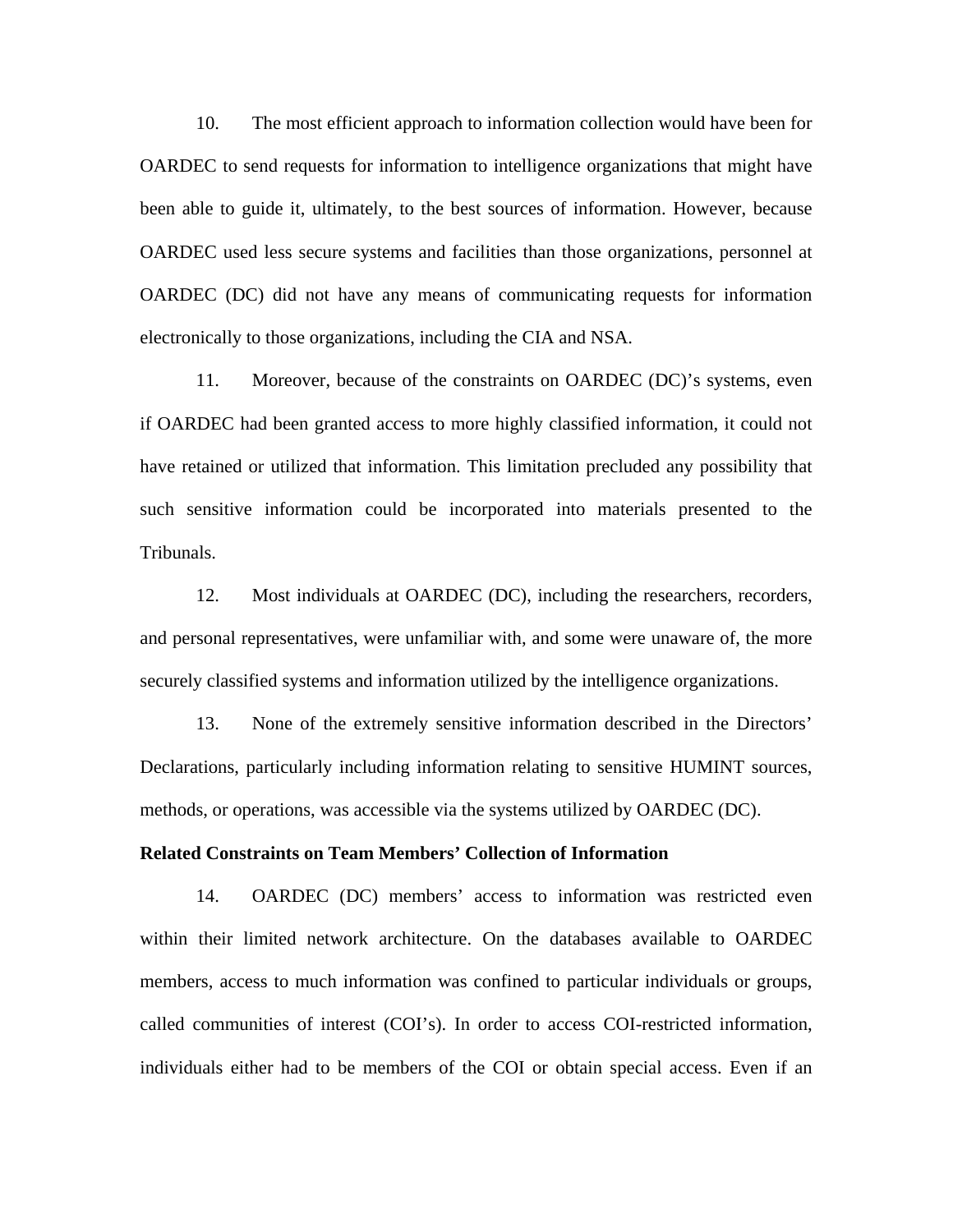10. The most efficient approach to information collection would have been for OARDEC to send requests for information to intelligence organizations that might have been able to guide it, ultimately, to the best sources of information. However, because OARDEC used less secure systems and facilities than those organizations, personnel at OARDEC (DC) did not have any means of communicating requests for information electronically to those organizations, including the CIA and NSA.

11. Moreover, because of the constraints on OARDEC (DC)'s systems, even if OARDEC had been granted access to more highly classified information, it could not have retained or utilized that information. This limitation precluded any possibility that such sensitive information could be incorporated into materials presented to the Tribunals.

12. Most individuals at OARDEC (DC), including the researchers, recorders, and personal representatives, were unfamiliar with, and some were unaware of, the more securely classified systems and information utilized by the intelligence organizations.

13. None of the extremely sensitive information described in the Directors' Declarations, particularly including information relating to sensitive HUMINT sources, methods, or operations, was accessible via the systems utilized by OARDEC (DC).

**Related Constraints on Team Members' Collection of Information**

14. OARDEC (DC) members' access to information was restricted even within their limited network architecture. On the databases available to OARDEC members, access to much information was confined to particular individuals or groups, called communities of interest (COI's). In order to access COI-restricted information, individuals either had to be members of the COI or obtain special access. Even if an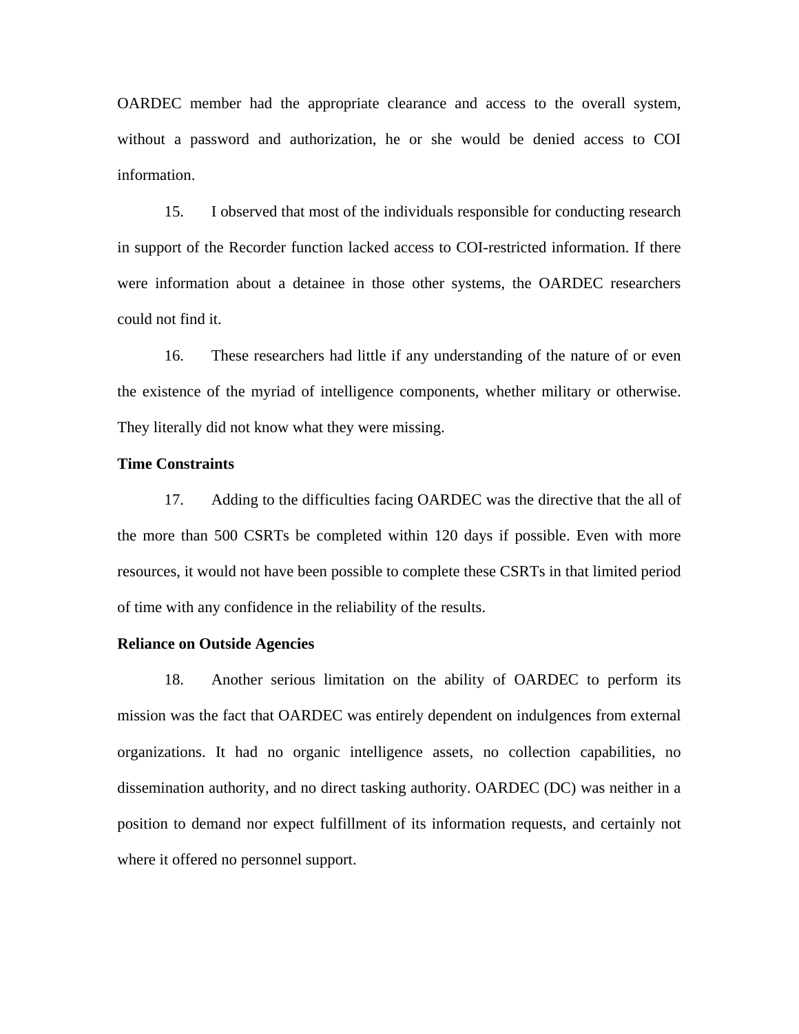OARDEC member had the appropriate clearance and access to the overall system, without a password and authorization, he or she would be denied access to COI information.

15. I observed that most of the individuals responsible for conducting research in support of the Recorder function lacked access to COI-restricted information. If there were information about a detainee in those other systems, the OARDEC researchers could not find it.

16. These researchers had little if any understanding of the nature of or even the existence of the myriad of intelligence components, whether military or otherwise. They literally did not know what they were missing.

**Time Constraints**

17. Adding to the difficulties facing OARDEC was the directive that the all of the more than 500 CSRTs be completed within 120 days if possible. Even with more resources, it would not have been possible to complete these CSRTs in that limited period of time with any confidence in the reliability of the results.

**Reliance on Outside Agencies**

18. Another serious limitation on the ability of OARDEC to perform its mission was the fact that OARDEC was entirely dependent on indulgences from external organizations. It had no organic intelligence assets, no collection capabilities, no dissemination authority, and no direct tasking authority. OARDEC (DC) was neither in a position to demand nor expect fulfillment of its information requests, and certainly not where it offered no personnel support.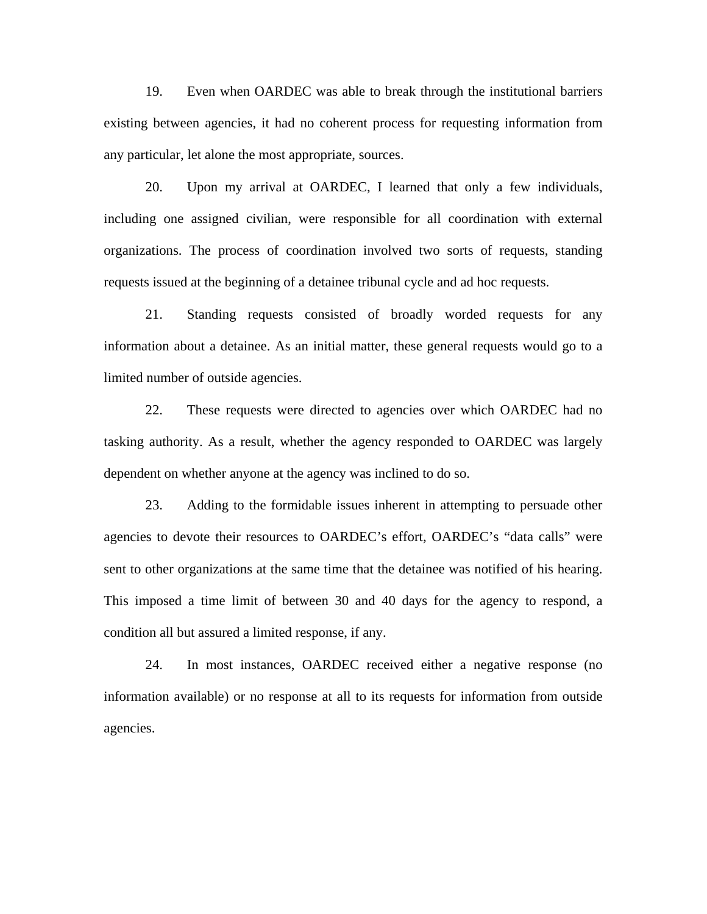19. Even when OARDEC was able to break through the institutional barriers existing between agencies, it had no coherent process for requesting information from any particular, let alone the most appropriate, sources.

20. Upon my arrival at OARDEC, I learned that only a few individuals, including one assigned civilian, were responsible for all coordination with external organizations. The process of coordination involved two sorts of requests, standing requests issued at the beginning of a detainee tribunal cycle and ad hoc requests.

21. Standing requests consisted of broadly worded requests for any information about a detainee. As an initial matter, these general requests would go to a limited number of outside agencies.

22. These requests were directed to agencies over which OARDEC had no tasking authority. As a result, whether the agency responded to OARDEC was largely dependent on whether anyone at the agency was inclined to do so.

23. Adding to the formidable issues inherent in attempting to persuade other agencies to devote their resources to OARDEC's effort, OARDEC's "data calls" were sent to other organizations at the same time that the detainee was notified of his hearing. This imposed a time limit of between 30 and 40 days for the agency to respond, a condition all but assured a limited response, if any.

24. In most instances, OARDEC received either a negative response (no information available) or no response at all to its requests for information from outside agencies.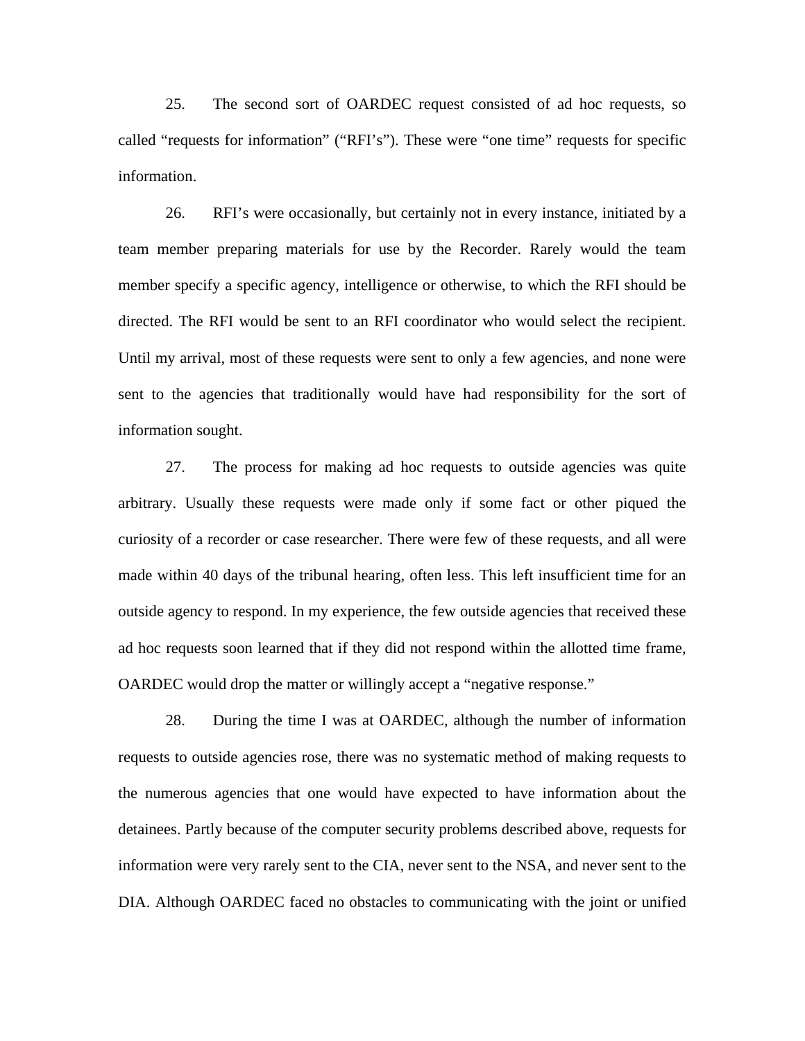25. The second sort of OARDEC request consisted of ad hoc requests, so called "requests for information" ("RFI's"). These were "one time" requests for specific information.

26. RFI's were occasionally, but certainly not in every instance, initiated by a team member preparing materials for use by the Recorder. Rarely would the team member specify a specific agency, intelligence or otherwise, to which the RFI should be directed. The RFI would be sent to an RFI coordinator who would select the recipient. Until my arrival, most of these requests were sent to only a few agencies, and none were sent to the agencies that traditionally would have had responsibility for the sort of information sought.

27. The process for making ad hoc requests to outside agencies was quite arbitrary. Usually these requests were made only if some fact or other piqued the curiosity of a recorder or case researcher. There were few of these requests, and all were made within 40 days of the tribunal hearing, often less. This left insufficient time for an outside agency to respond. In my experience, the few outside agencies that received these ad hoc requests soon learned that if they did not respond within the allotted time frame, OARDEC would drop the matter or willingly accept a "negative response."

28. During the time I was at OARDEC, although the number of information requests to outside agencies rose, there was no systematic method of making requests to the numerous agencies that one would have expected to have information about the detainees. Partly because of the computer security problems described above, requests for information were very rarely sent to the CIA, never sent to the NSA, and never sent to the DIA. Although OARDEC faced no obstacles to communicating with the joint or unified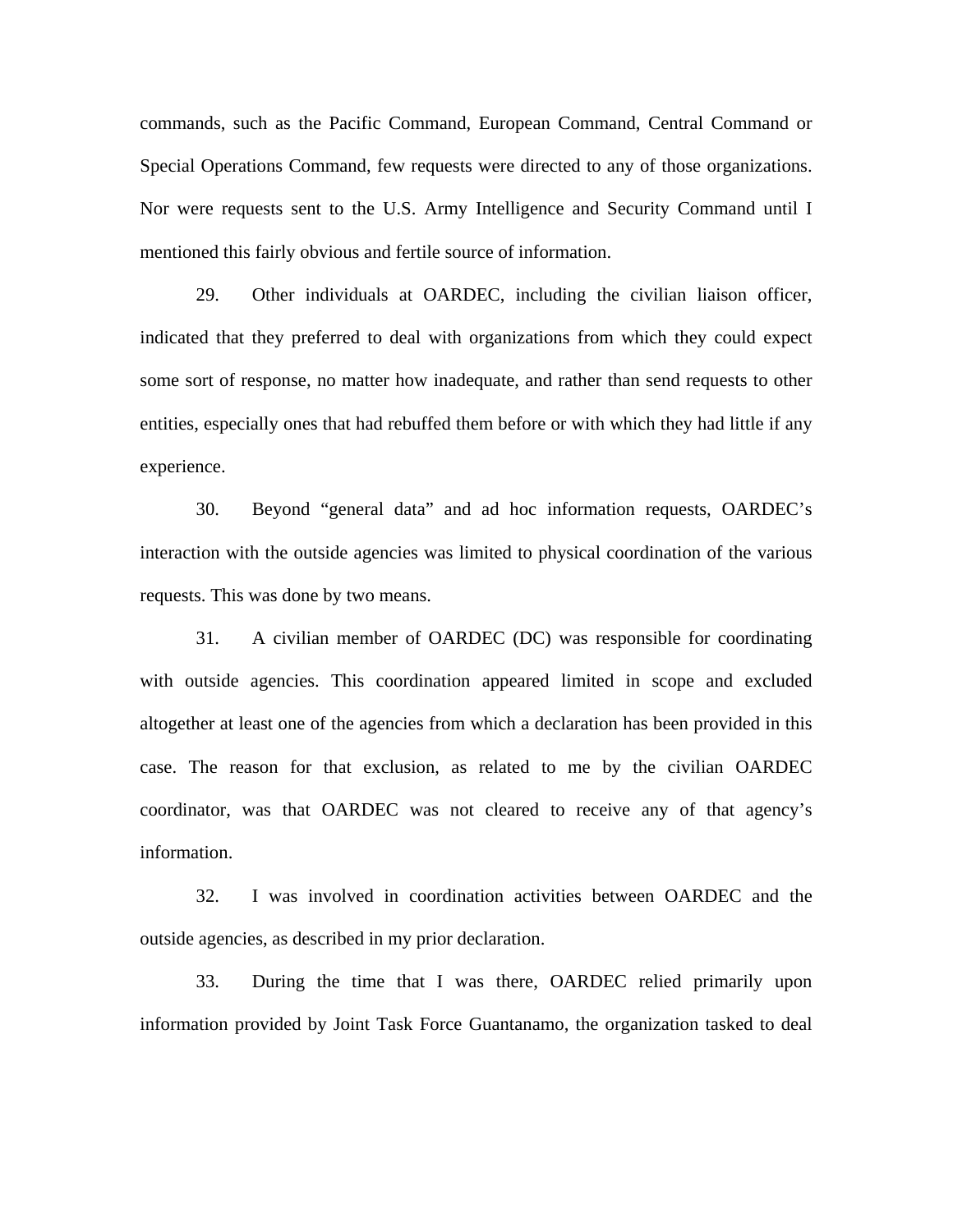commands, such as the Pacific Command, European Command, Central Command or Special Operations Command, few requests were directed to any of those organizations. Nor were requests sent to the U.S. Army Intelligence and Security Command until I mentioned this fairly obvious and fertile source of information.

29. Other individuals at OARDEC, including the civilian liaison officer, indicated that they preferred to deal with organizations from which they could expect some sort of response, no matter how inadequate, and rather than send requests to other entities, especially ones that had rebuffed them before or with which they had little if any experience.

30. Beyond "general data" and ad hoc information requests, OARDEC's interaction with the outside agencies was limited to physical coordination of the various requests. This was done by two means.

31. A civilian member of OARDEC (DC) was responsible for coordinating with outside agencies. This coordination appeared limited in scope and excluded altogether at least one of the agencies from which a declaration has been provided in this case. The reason for that exclusion, as related to me by the civilian OARDEC coordinator, was that OARDEC was not cleared to receive any of that agency's information.

32. I was involved in coordination activities between OARDEC and the outside agencies, as described in my prior declaration.

33. During the time that I was there, OARDEC relied primarily upon information provided by Joint Task Force Guantanamo, the organization tasked to deal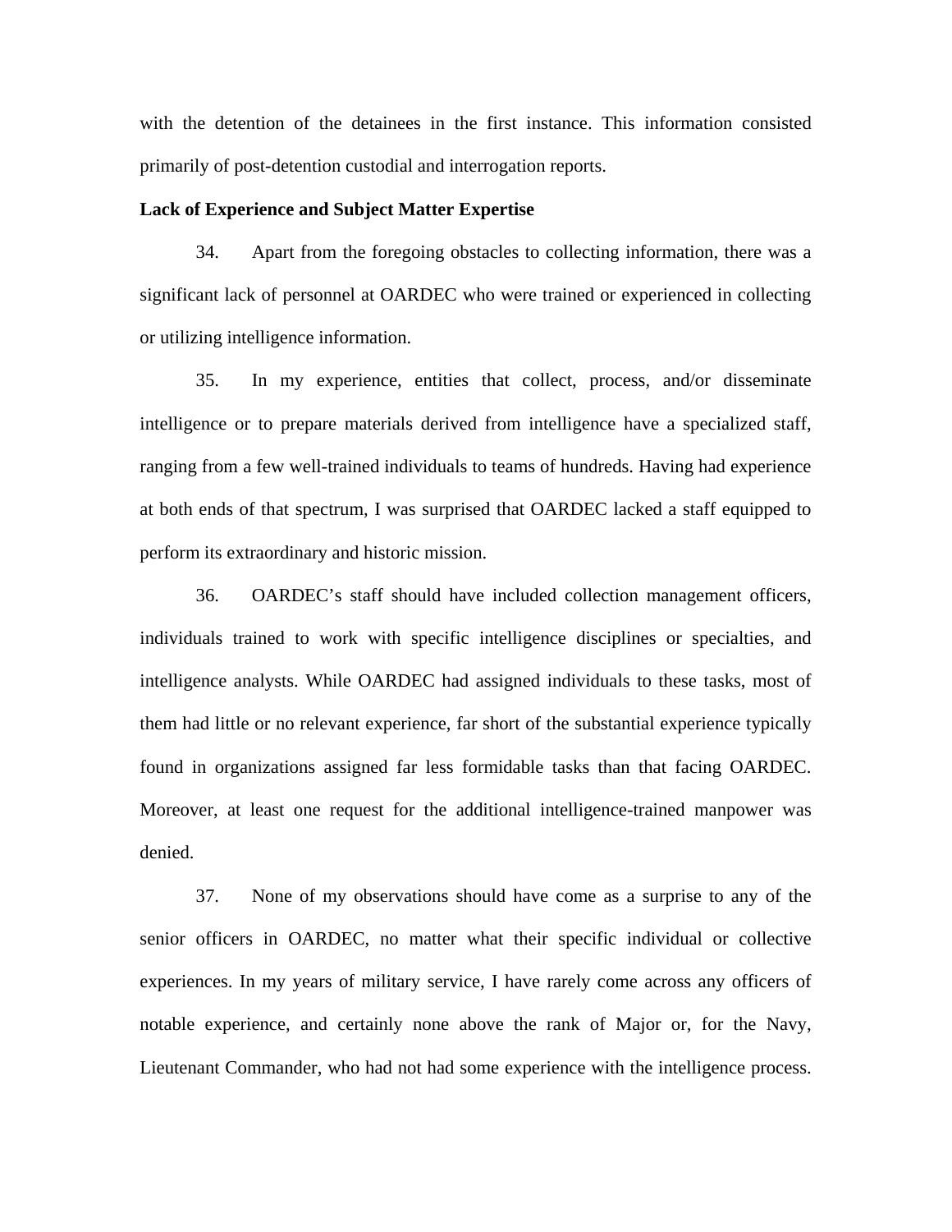with the detention of the detainees in the first instance. This information consisted primarily of post-detention custodial and interrogation reports.

**Lack of Experience and Subject Matter Expertise**

34. Apart from the foregoing obstacles to collecting information, there was a significant lack of personnel at OARDEC who were trained or experienced in collecting or utilizing intelligence information.

35. In my experience, entities that collect, process, and/or disseminate intelligence or to prepare materials derived from intelligence have a specialized staff, ranging from a few well-trained individuals to teams of hundreds. Having had experience at both ends of that spectrum, I was surprised that OARDEC lacked a staff equipped to perform its extraordinary and historic mission.

36. OARDEC's staff should have included collection management officers, individuals trained to work with specific intelligence disciplines or specialties, and intelligence analysts. While OARDEC had assigned individuals to these tasks, most of them had little or no relevant experience, far short of the substantial experience typically found in organizations assigned far less formidable tasks than that facing OARDEC. Moreover, at least one request for the additional intelligence-trained manpower was denied.

37. None of my observations should have come as a surprise to any of the senior officers in OARDEC, no matter what their specific individual or collective experiences. In my years of military service, I have rarely come across any officers of notable experience, and certainly none above the rank of Major or, for the Navy, Lieutenant Commander, who had not had some experience with the intelligence process.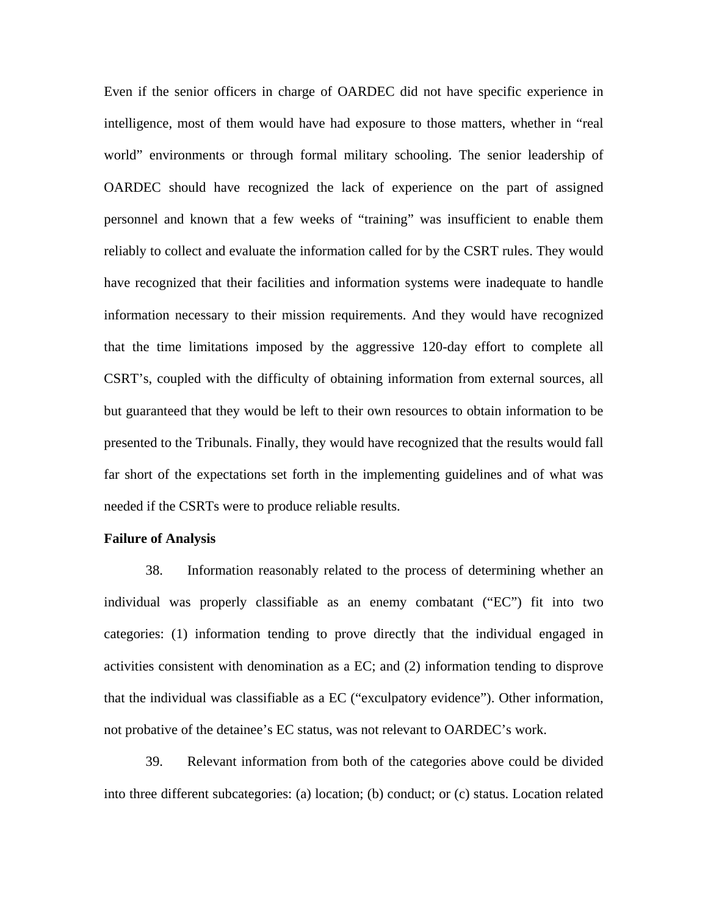Even if the senior officers in charge of OARDEC did not have specific experience in intelligence, most of them would have had exposure to those matters, whether in "real world" environments or through formal military schooling. The senior leadership of OARDEC should have recognized the lack of experience on the part of assigned personnel and known that a few weeks of "training" was insufficient to enable them reliably to collect and evaluate the information called for by the CSRT rules. They would have recognized that their facilities and information systems were inadequate to handle information necessary to their mission requirements. And they would have recognized that the time limitations imposed by the aggressive 120-day effort to complete all CSRT's, coupled with the difficulty of obtaining information from external sources, all but guaranteed that they would be left to their own resources to obtain information to be presented to the Tribunals. Finally, they would have recognized that the results would fall far short of the expectations set forth in the implementing guidelines and of what was needed if the CSRTs were to produce reliable results.

**Failure of Analysis**

38. Information reasonably related to the process of determining whether an individual was properly classifiable as an enemy combatant ("EC") fit into two categories: (1) information tending to prove directly that the individual engaged in activities consistent with denomination as a EC; and (2) information tending to disprove that the individual was classifiable as a EC ("exculpatory evidence"). Other information, not probative of the detainee's EC status, was not relevant to OARDEC's work.

39. Relevant information from both of the categories above could be divided into three different subcategories: (a) location; (b) conduct; or (c) status. Location related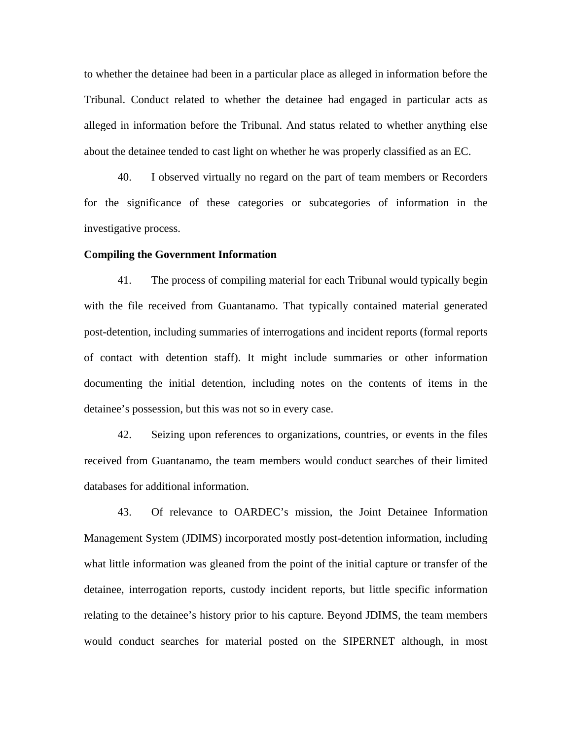to whether the detainee had been in a particular place as alleged in information before the Tribunal. Conduct related to whether the detainee had engaged in particular acts as alleged in information before the Tribunal. And status related to whether anything else about the detainee tended to cast light on whether he was properly classified as an EC.

40. I observed virtually no regard on the part of team members or Recorders for the significance of these categories or subcategories of information in the investigative process.

**Compiling the Government Information**

41. The process of compiling material for each Tribunal would typically begin with the file received from Guantanamo. That typically contained material generated post-detention, including summaries of interrogations and incident reports (formal reports of contact with detention staff). It might include summaries or other information documenting the initial detention, including notes on the contents of items in the detainee's possession, but this was not so in every case.

42. Seizing upon references to organizations, countries, or events in the files received from Guantanamo, the team members would conduct searches of their limited databases for additional information.

43. Of relevance to OARDEC's mission, the Joint Detainee Information Management System (JDIMS) incorporated mostly post-detention information, including what little information was gleaned from the point of the initial capture or transfer of the detainee, interrogation reports, custody incident reports, but little specific information relating to the detainee's history prior to his capture. Beyond JDIMS, the team members would conduct searches for material posted on the SIPERNET although, in most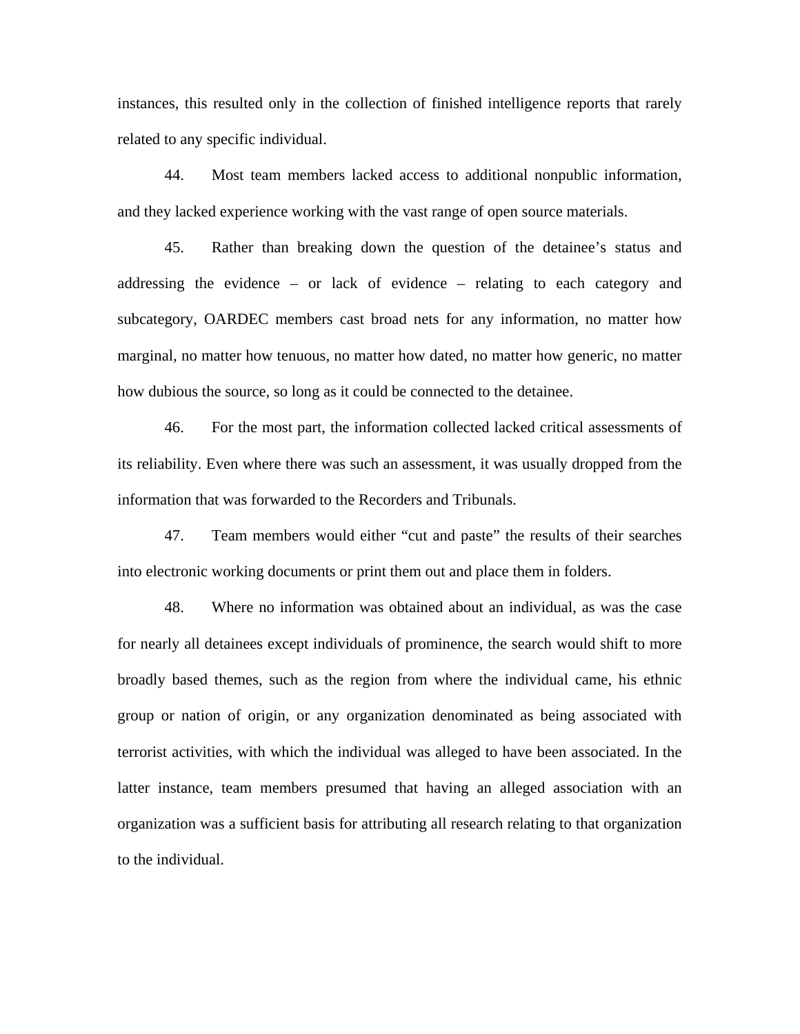instances, this resulted only in the collection of finished intelligence reports that rarely related to any specific individual.

44. Most team members lacked access to additional nonpublic information, and they lacked experience working with the vast range of open source materials.

45. Rather than breaking down the question of the detainee's status and addressing the evidence – or lack of evidence – relating to each category and subcategory, OARDEC members cast broad nets for any information, no matter how marginal, no matter how tenuous, no matter how dated, no matter how generic, no matter how dubious the source, so long as it could be connected to the detainee.

46. For the most part, the information collected lacked critical assessments of its reliability. Even where there was such an assessment, it was usually dropped from the information that was forwarded to the Recorders and Tribunals.

47. Team members would either "cut and paste" the results of their searches into electronic working documents or print them out and place them in folders.

48. Where no information was obtained about an individual, as was the case for nearly all detainees except individuals of prominence, the search would shift to more broadly based themes, such as the region from where the individual came, his ethnic group or nation of origin, or any organization denominated as being associated with terrorist activities, with which the individual was alleged to have been associated. In the latter instance, team members presumed that having an alleged association with an organization was a sufficient basis for attributing all research relating to that organization to the individual.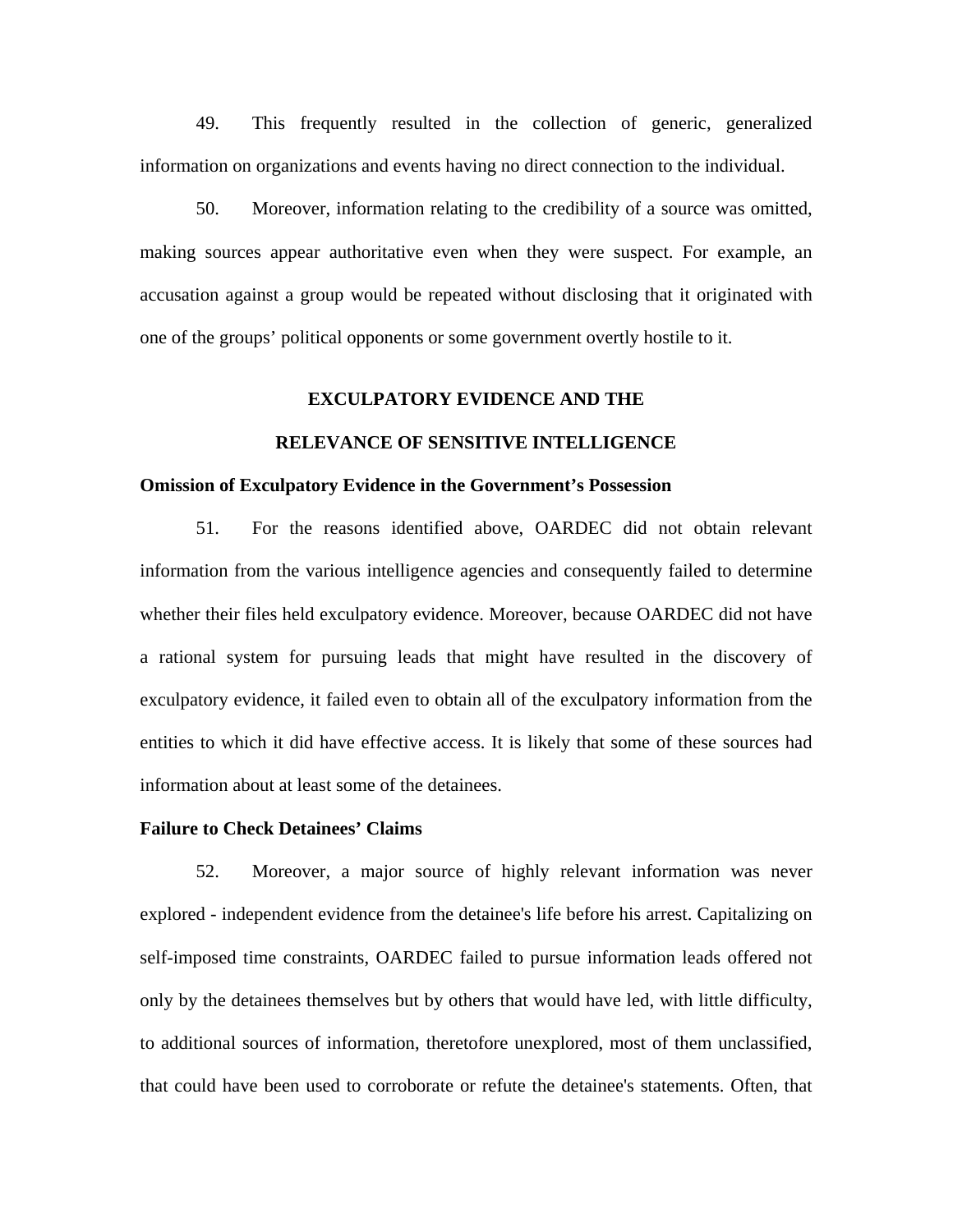49. This frequently resulted in the collection of generic, generalized information on organizations and events having no direct connection to the individual.

50. Moreover, information relating to the credibility of a source was omitted, making sources appear authoritative even when they were suspect. For example, an accusation against a group would be repeated without disclosing that it originated with one of the groups' political opponents or some government overtly hostile to it.

## EXCULPATORY EVIDENCE AND THE RELEVANCE OF SENSITIVE INTELLIGENCE

**Omission of Exculpatory Evidence in the Government's Possession**

51. For the reasons identified above, OARDEC did not obtain relevant information from the various intelligence agencies and consequently failed to determine whether their files held exculpatory evidence. Moreover, because OARDEC did not have a rational system for pursuing leads that might have resulted in the discovery of exculpatory evidence, it failed even to obtain all of the exculpatory information from the entities to which it did have effective access. It is likely that some of these sources had information about at least some of the detainees.

**Failure to Check Detainees' Claims**

52. Moreover, a major source of highly relevant information was never explored - independent evidence from the detainee's life before his arrest. Capitalizing on self-imposed time constraints, OARDEC failed to pursue information leads offered not only by the detainees themselves but by others that would have led, with little difficulty, to additional sources of information, theretofore unexplored, most of them unclassified, that could have been used to corroborate or refute the detainee's statements. Often, that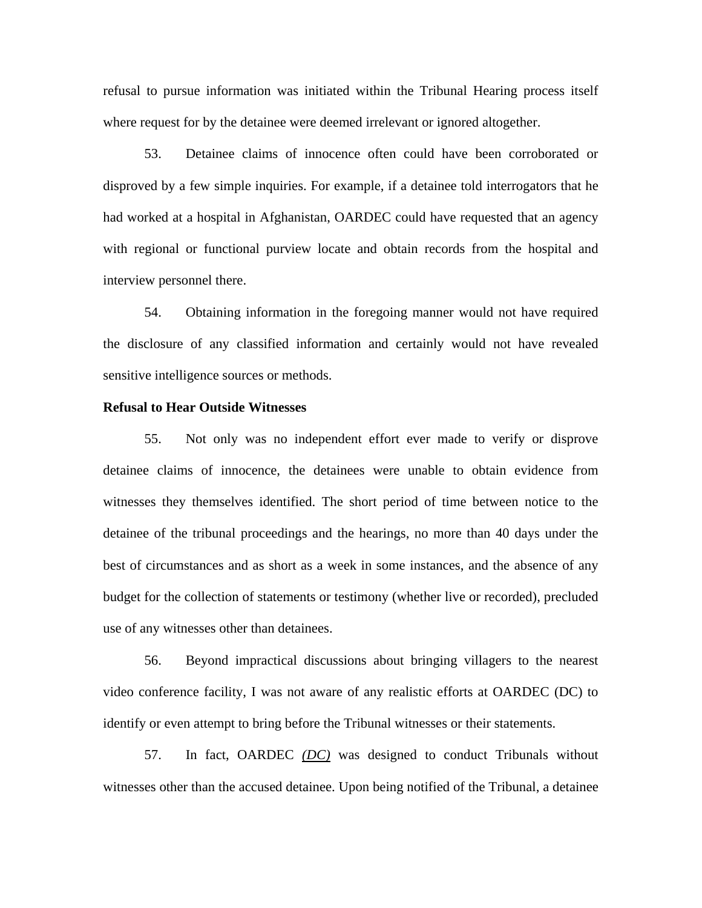refusal to pursue information was initiated within the Tribunal Hearing process itself where request for by the detainee were deemed irrelevant or ignored altogether.

53. Detainee claims of innocence often could have been corroborated or disproved by a few simple inquiries. For example, if a detainee told interrogators that he had worked at a hospital in Afghanistan, OARDEC could have requested that an agency with regional or functional purview locate and obtain records from the hospital and interview personnel there.

54. Obtaining information in the foregoing manner would not have required the disclosure of any classified information and certainly would not have revealed sensitive intelligence sources or methods.

**Refusal to Hear Outside Witnesses**

55. Not only was no independent effort ever made to verify or disprove detainee claims of innocence, the detainees were unable to obtain evidence from witnesses they themselves identified. The short period of time between notice to the detainee of the tribunal proceedings and the hearings, no more than 40 days under the best of circumstances and as short as a week in some instances, and the absence of any budget for the collection of statements or testimony (whether live or recorded), precluded use of any witnesses other than detainees.

56. Beyond impractical discussions about bringing villagers to the nearest video conference facility, I was not aware of any realistic efforts at OARDEC (DC) to identify or even attempt to bring before the Tribunal witnesses or their statements.

57. In fact, OARDEC *(DC)* was designed to conduct Tribunals without witnesses other than the accused detainee. Upon being notified of the Tribunal, a detainee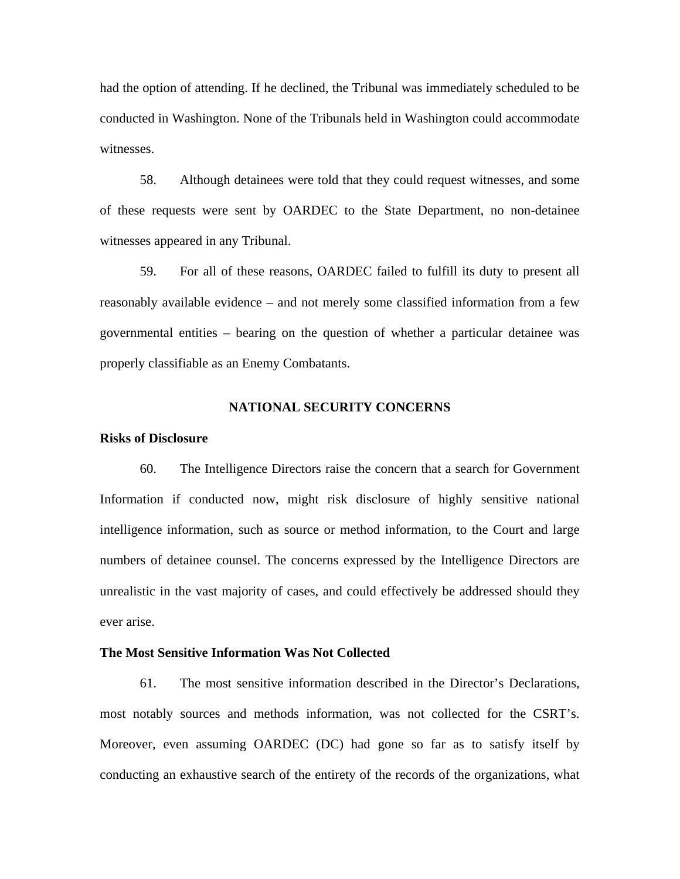had the option of attending. If he declined, the Tribunal was immediately scheduled to be conducted in Washington. None of the Tribunals held in Washington could accommodate witnesses.

58. Although detainees were told that they could request witnesses, and some of these requests were sent by OARDEC to the State Department, no non-detainee witnesses appeared in any Tribunal.

59. For all of these reasons, OARDEC failed to fulfill its duty to present all reasonably available evidence – and not merely some classified information from a few governmental entities – bearing on the question of whether a particular detainee was properly classifiable as an Enemy Combatants.

## NATIONAL SECURITY CONCERNS

**Risks of Disclosure**

60. The Intelligence Directors raise the concern that a search for Government Information if conducted now, might risk disclosure of highly sensitive national intelligence information, such as source or method information, to the Court and large numbers of detainee counsel. The concerns expressed by the Intelligence Directors are unrealistic in the vast majority of cases, and could effectively be addressed should they ever arise.

**The Most Sensitive Information Was Not Collected**

61. The most sensitive information described in the Director's Declarations, most notably sources and methods information, was not collected for the CSRT's. Moreover, even assuming OARDEC (DC) had gone so far as to satisfy itself by conducting an exhaustive search of the entirety of the records of the organizations, what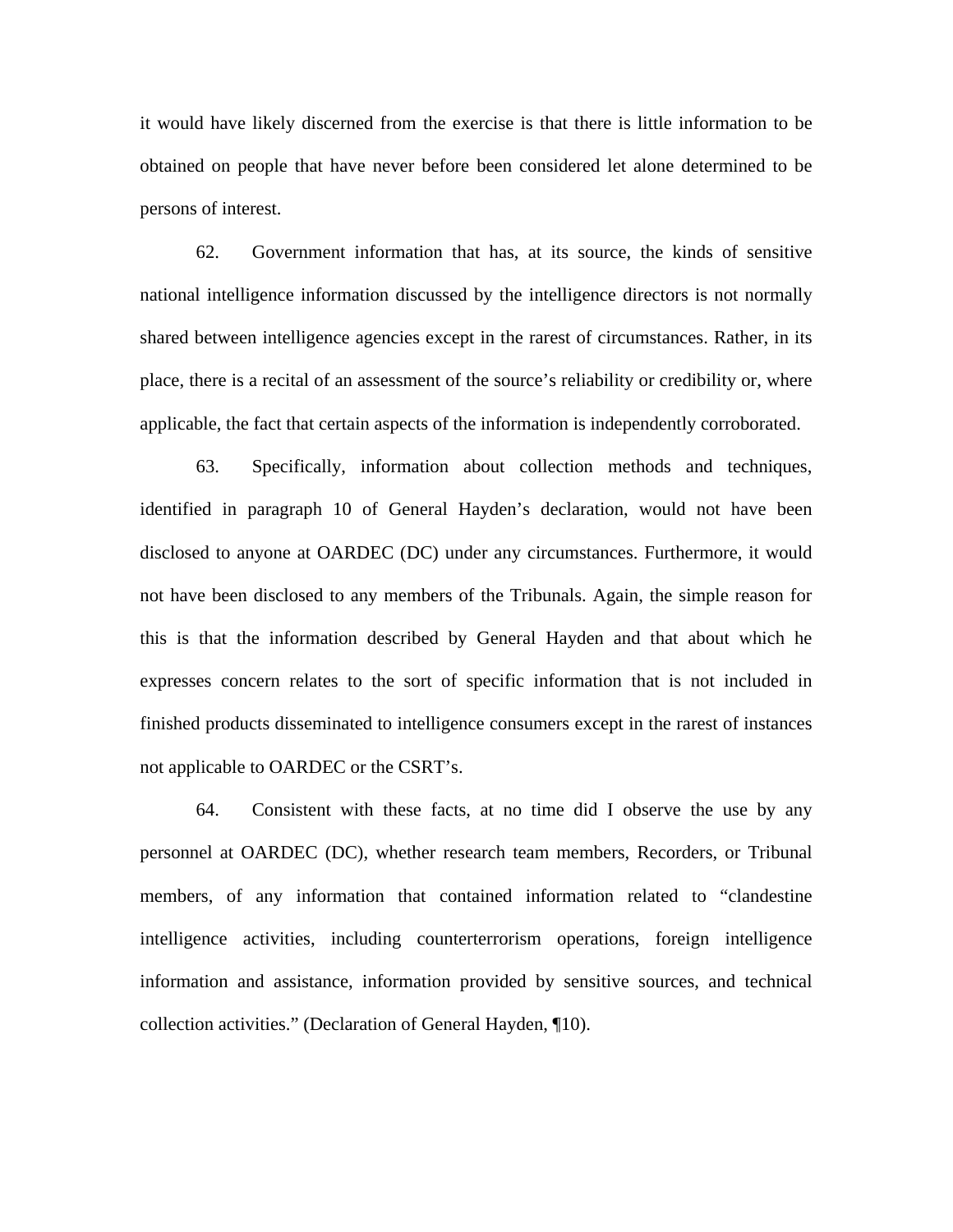it would have likely discerned from the exercise is that there is little information to be obtained on people that have never before been considered let alone determined to be persons of interest.

62. Government information that has, at its source, the kinds of sensitive national intelligence information discussed by the intelligence directors is not normally shared between intelligence agencies except in the rarest of circumstances. Rather, in its place, there is a recital of an assessment of the source's reliability or credibility or, where applicable, the fact that certain aspects of the information is independently corroborated.

63. Specifically, information about collection methods and techniques, identified in paragraph 10 of General Hayden's declaration, would not have been disclosed to anyone at OARDEC (DC) under any circumstances. Furthermore, it would not have been disclosed to any members of the Tribunals. Again, the simple reason for this is that the information described by General Hayden and that about which he expresses concern relates to the sort of specific information that is not included in finished products disseminated to intelligence consumers except in the rarest of instances not applicable to OARDEC or the CSRT's.

64. Consistent with these facts, at no time did I observe the use by any personnel at OARDEC (DC), whether research team members, Recorders, or Tribunal members, of any information that contained information related to "clandestine intelligence activities, including counterterrorism operations, foreign intelligence information and assistance, information provided by sensitive sources, and technical collection activities." (Declaration of General Hayden, ¶10).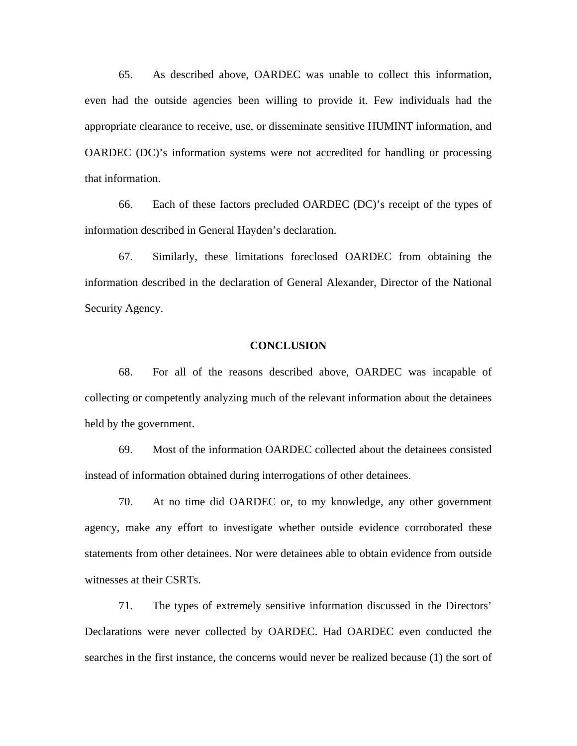65. As described above, OARDEC was unable to collect this information, even had the outside agencies been willing to provide it. Few individuals had the appropriate clearance to receive, use, or disseminate sensitive HUMINT information, and OARDEC (DC)'s information systems were not accredited for handling or processing that information.

66. Each of these factors precluded OARDEC (DC)'s receipt of the types of information described in General Hayden's declaration.

67. Similarly, these limitations foreclosed OARDEC from obtaining the information described in the declaration of General Alexander, Director of the National Security Agency.

## CONCLUSION

68. For all of the reasons described above, OARDEC was incapable of collecting or competently analyzing much of the relevant information about the detainees held by the government.

69. Most of the information OARDEC collected about the detainees consisted instead of information obtained during interrogations of other detainees.

70. At no time did OARDEC or, to my knowledge, any other government agency, make any effort to investigate whether outside evidence corroborated these statements from other detainees. Nor were detainees able to obtain evidence from outside witnesses at their CSRTs.

71. The types of extremely sensitive information discussed in the Directors' Declarations were never collected by OARDEC. Had OARDEC even conducted the searches in the first instance, the concerns would never be realized because (1) the sort of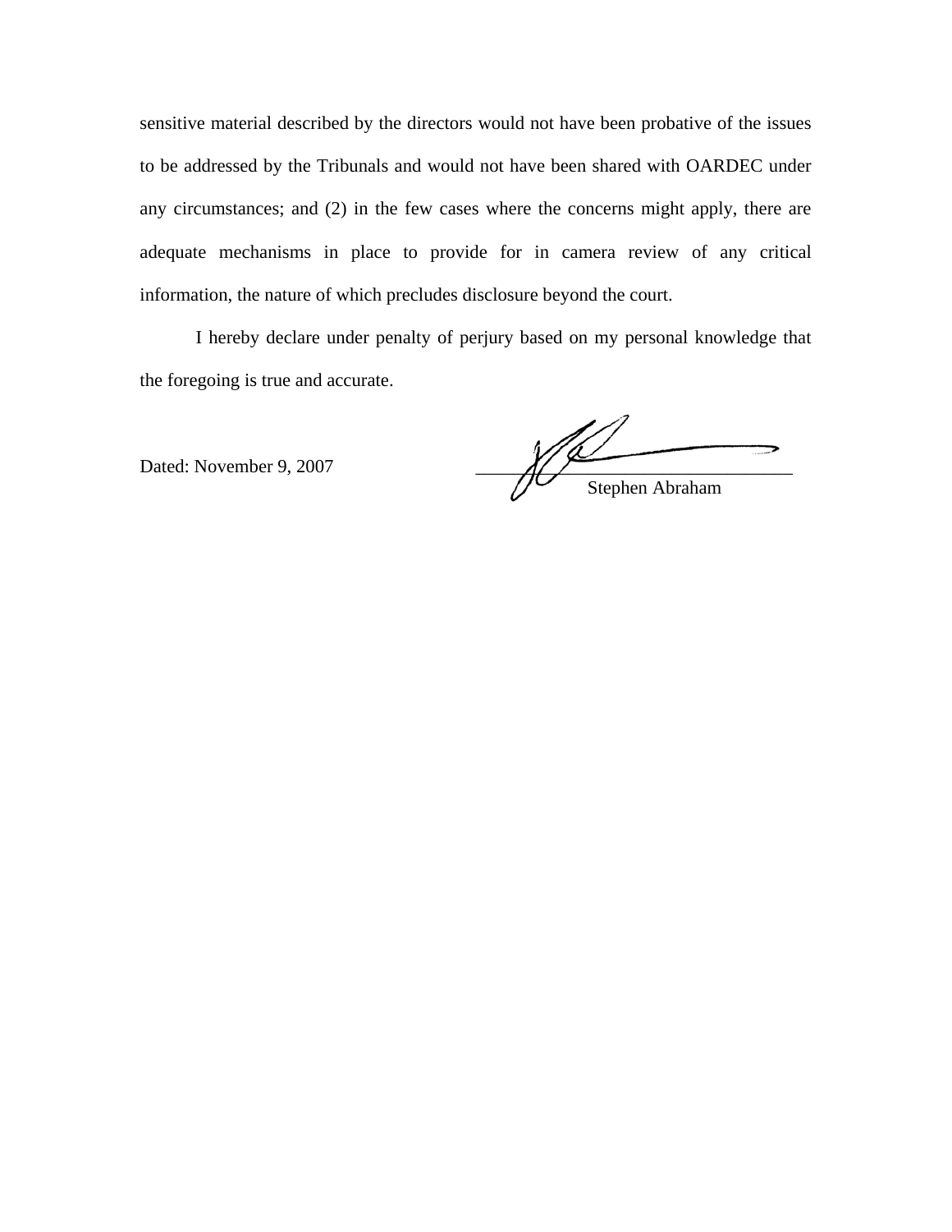sensitive material described by the directors would not have been probative of the issues to be addressed by the Tribunals and would not have been shared with OARDEC under any circumstances; and (2) in the few cases where the concerns might apply, there are adequate mechanisms in place to provide for in camera review of any critical information, the nature of which precludes disclosure beyond the court.

I hereby declare under penalty of perjury based on my personal knowledge that the foregoing is true and accurate.

Dated: November 9, 2007

\_\_\_\_\_\_\_\_\_\_\_\_\_\_\_\_\_\_\_\_\_\_\_\_\_\_\_\_\_\_\_\_
Stephen Abraham